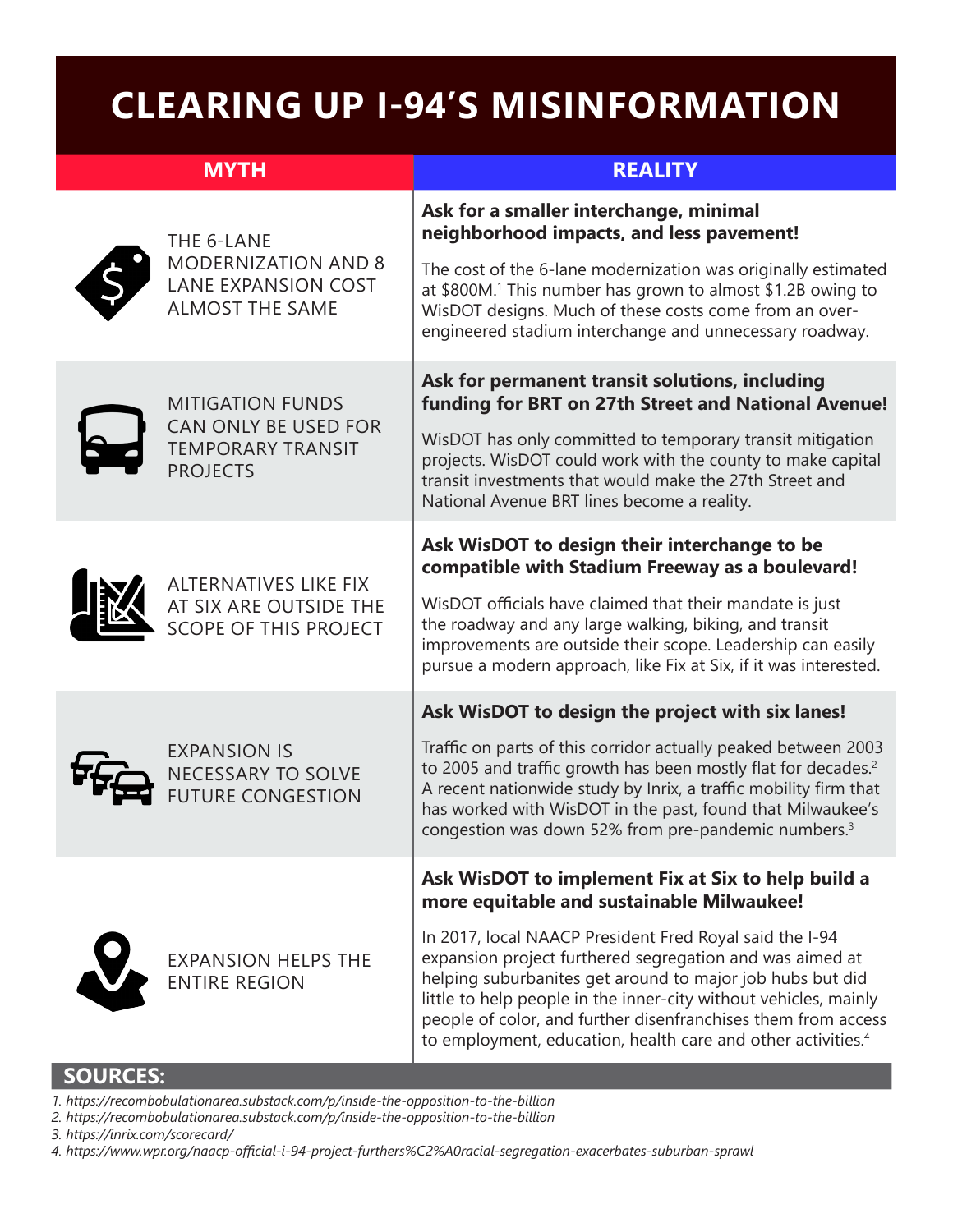# CLEARING UP I-94'S MISINFORMATION

| MYTH | REALITY |
| --- | --- |
| THE 6-LANE MODERNIZATION AND 8 LANE EXPANSION COST ALMOST THE SAME | **Ask for a smaller interchange, minimal neighborhood impacts, and less pavement!** The cost of the 6-lane modernization was originally estimated at $800M.[1] This number has grown to almost $1.2B owing to WisDOT designs. Much of these costs come from an over-engineered stadium interchange and unnecessary roadway. |
| MITIGATION FUNDS CAN ONLY BE USED FOR TEMPORARY TRANSIT PROJECTS | **Ask for permanent transit solutions, including funding for BRT on 27th Street and National Avenue!** WisDOT has only committed to temporary transit mitigation projects. WisDOT could work with the county to make capital transit investments that would make the 27th Street and National Avenue BRT lines become a reality. |
| ALTERNATIVES LIKE FIX AT SIX ARE OUTSIDE THE SCOPE OF THIS PROJECT | **Ask WisDOT to design their interchange to be compatible with Stadium Freeway as a boulevard!** WisDOT officials have claimed that their mandate is just the roadway and any large walking, biking, and transit improvements are outside their scope. Leadership can easily pursue a modern approach, like Fix at Six, if it was interested. |
| EXPANSION IS NECESSARY TO SOLVE FUTURE CONGESTION | **Ask WisDOT to design the project with six lanes!** Traffic on parts of this corridor actually peaked between 2003 to 2005 and traffic growth has been mostly flat for decades.[2] A recent nationwide study by Inrix, a traffic mobility firm that has worked with WisDOT in the past, found that Milwaukee's congestion was down 52% from pre-pandemic numbers.[3] |
| EXPANSION HELPS THE ENTIRE REGION | **Ask WisDOT to implement Fix at Six to help build a more equitable and sustainable Milwaukee!** In 2017, local NAACP President Fred Royal said the I-94 expansion project furthered segregation and was aimed at helping suburbanites get around to major job hubs but did little to help people in the inner-city without vehicles, mainly people of color, and further disenfranchises them from access to employment, education, health care and other activities.[4] |

## SOURCES:

1. *https://recombobulationarea.substack.com/p/inside-the-opposition-to-the-billion*
2. *https://recombobulationarea.substack.com/p/inside-the-opposition-to-the-billion*
3. *https://inrix.com/scorecard/*
4. *https://www.wpr.org/naacp-official-i-94-project-furthers%C2%A0racial-segregation-exacerbates-suburban-sprawl*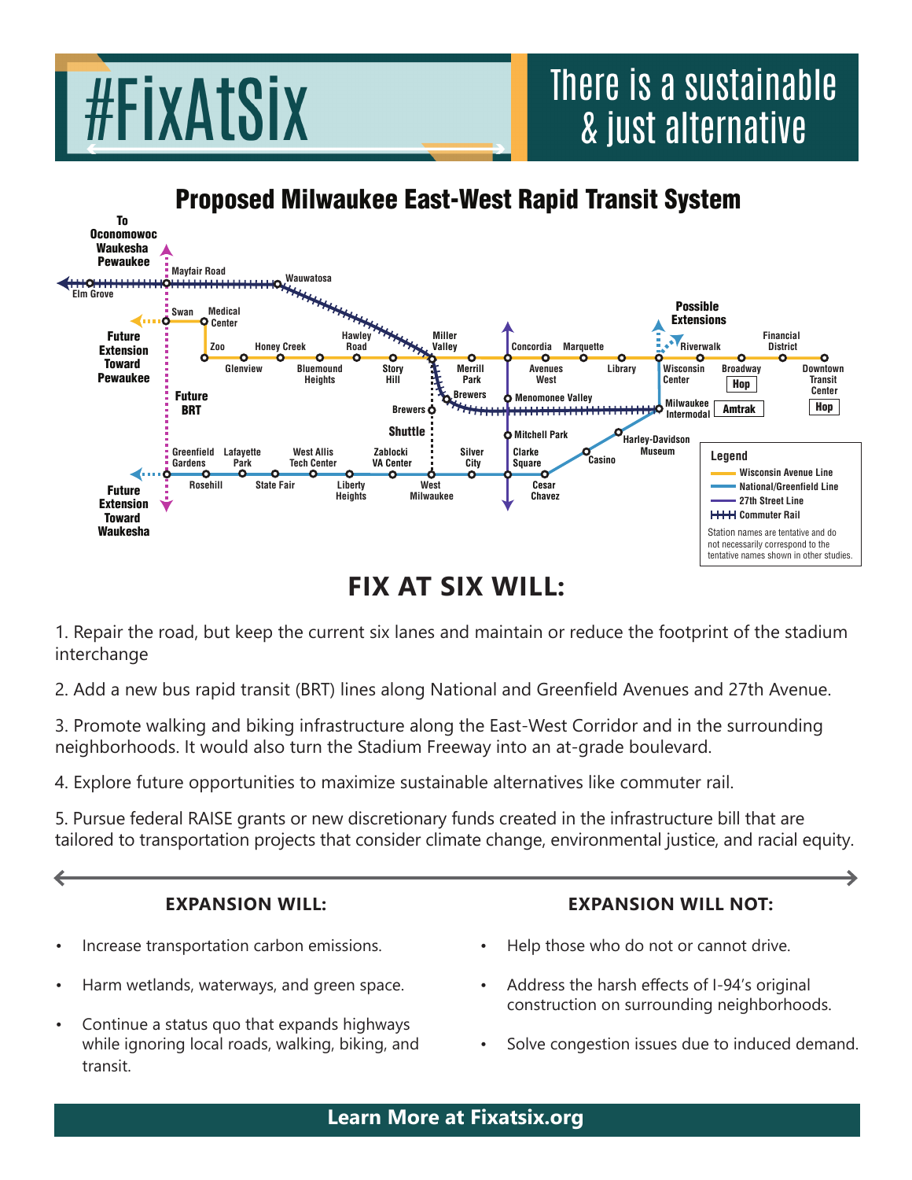# #FixAtSix

## There is a sustainable & just alternative

## Proposed Milwaukee East-West Rapid Transit System

To Oconomowoc Waukesha Pewaukee

Elm Grove

Mayfair Road

Wauwatosa

Swan

Medical Center

Future Extension Toward Pewaukee

Zoo

Glenview

Honey Creek

Bluemound Heights

Hawley Road

Story Hill

Miller Valley

Merrill Park

Brewers

Concordia

Avenues West

Marquette

Library

Possible Extensions

Riverwalk

Wisconsin Center

Broadway

Hop

Financial District

Downtown Transit Center

Hop

Menomonee Valley

Milwaukee Intermodal

Amtrak

Future BRT

Brewers

Shuttle

Mitchell Park

Harley-Davidson Museum

Casino

Greenfield Gardens

Rosehill

Lafayette Park

State Fair

West Allis Tech Center

Liberty Heights

Zablocki VA Center

West Milwaukee

Silver City

Clarke Square

Cesar Chavez

Future Extension Toward Waukesha

Legend

Wisconsin Avenue Line

National/Greenfield Line

27th Street Line

Commuter Rail

Station names are tentative and do not necessarily correspond to the tentative names shown in other studies.

## FIX AT SIX WILL:

1. Repair the road, but keep the current six lanes and maintain or reduce the footprint of the stadium interchange

2. Add a new bus rapid transit (BRT) lines along National and Greenfield Avenues and 27th Avenue.

3. Promote walking and biking infrastructure along the East-West Corridor and in the surrounding neighborhoods. It would also turn the Stadium Freeway into an at-grade boulevard.

4. Explore future opportunities to maximize sustainable alternatives like commuter rail.

5. Pursue federal RAISE grants or new discretionary funds created in the infrastructure bill that are tailored to transportation projects that consider climate change, environmental justice, and racial equity.

### EXPANSION WILL:

- Increase transportation carbon emissions.
- Harm wetlands, waterways, and green space.
- Continue a status quo that expands highways while ignoring local roads, walking, biking, and transit.

### EXPANSION WILL NOT:

- Help those who do not or cannot drive.
- Address the harsh effects of I-94's original construction on surrounding neighborhoods.
- Solve congestion issues due to induced demand.

**Learn More at Fixatsix.org**